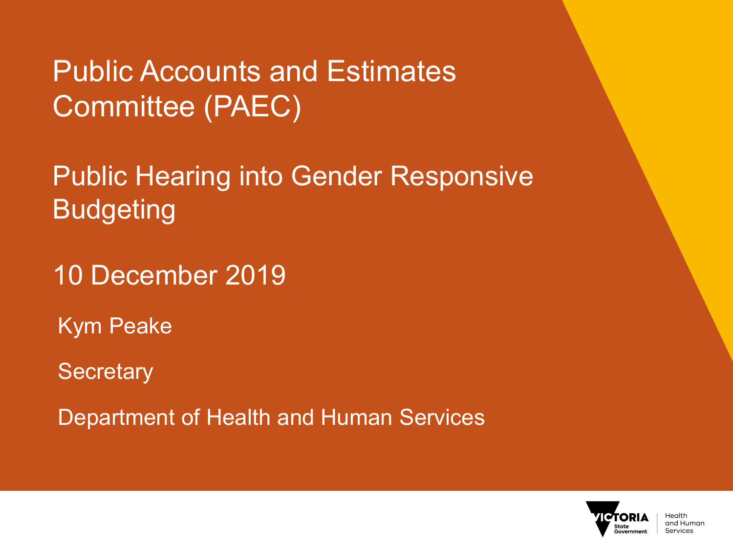# Public Accounts and Estimates Committee (PAEC)

## Public Hearing into Gender Responsive Budgeting

10 December 2019

Kym Peake

Secretary

Department of Health and Human Services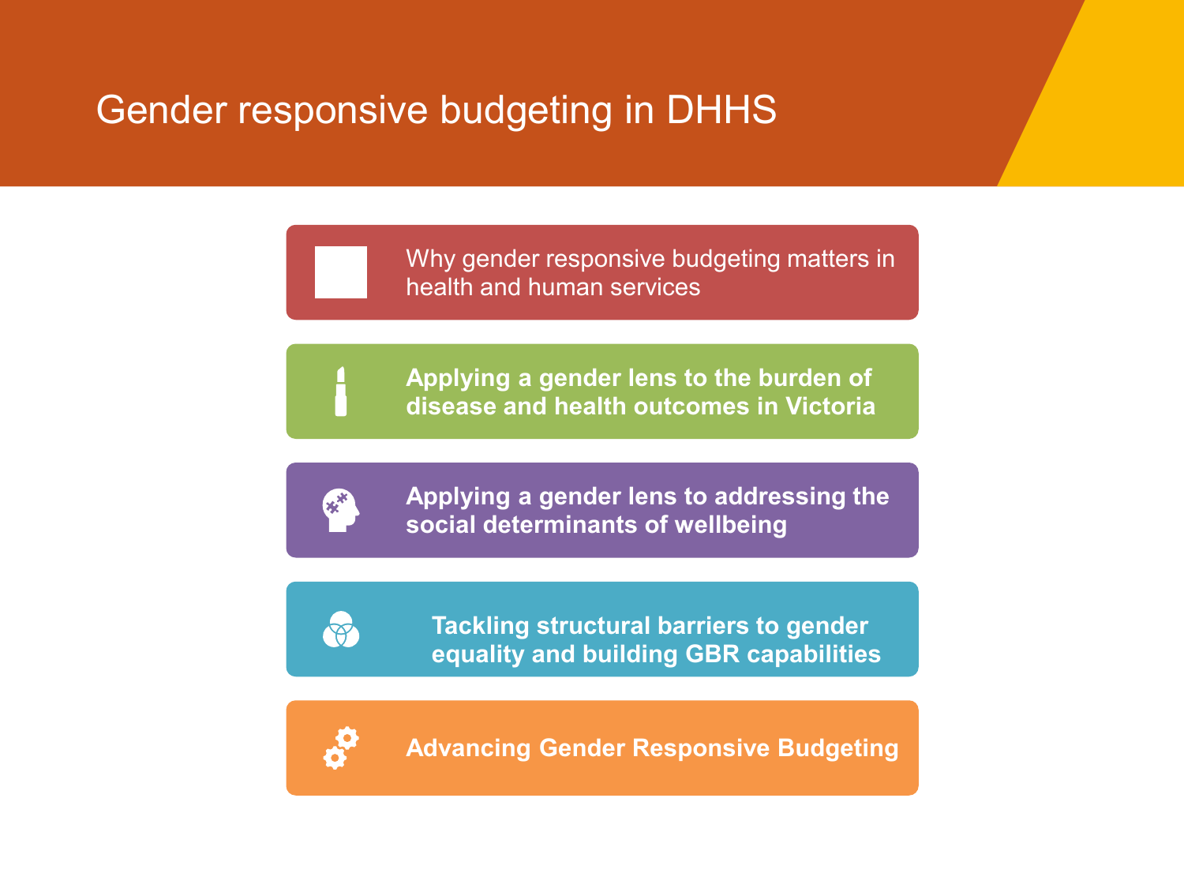# Gender responsive budgeting in DHHS

- Why gender responsive budgeting matters in health and human services
- **Applying a gender lens to the burden of disease and health outcomes in Victoria**
- **Applying a gender lens to addressing the social determinants of wellbeing**
- **Tackling structural barriers to gender equality and building GBR capabilities**
- **Advancing Gender Responsive Budgeting**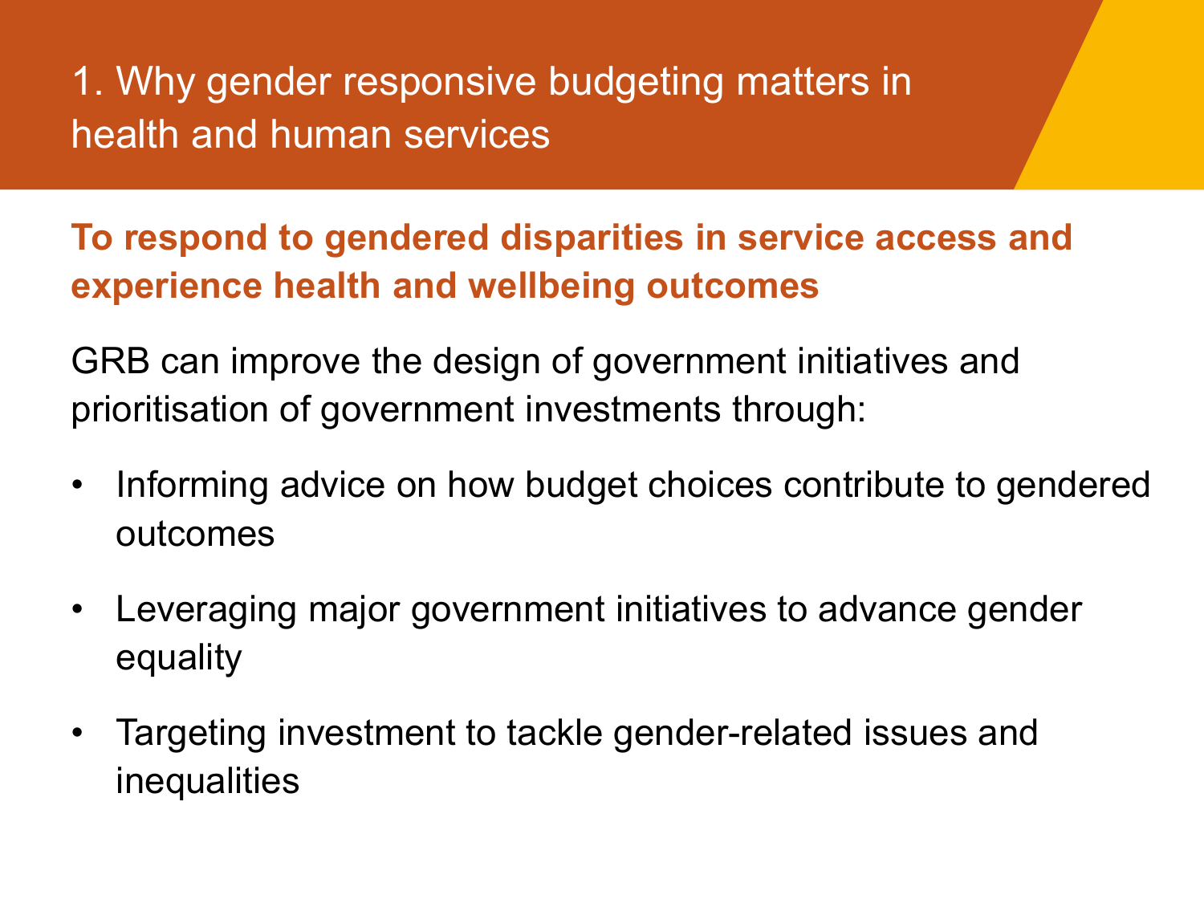# 1. Why gender responsive budgeting matters in health and human services

**To respond to gendered disparities in service access and experience health and wellbeing outcomes**

GRB can improve the design of government initiatives and prioritisation of government investments through:

- Informing advice on how budget choices contribute to gendered outcomes
- Leveraging major government initiatives to advance gender equality
- Targeting investment to tackle gender-related issues and inequalities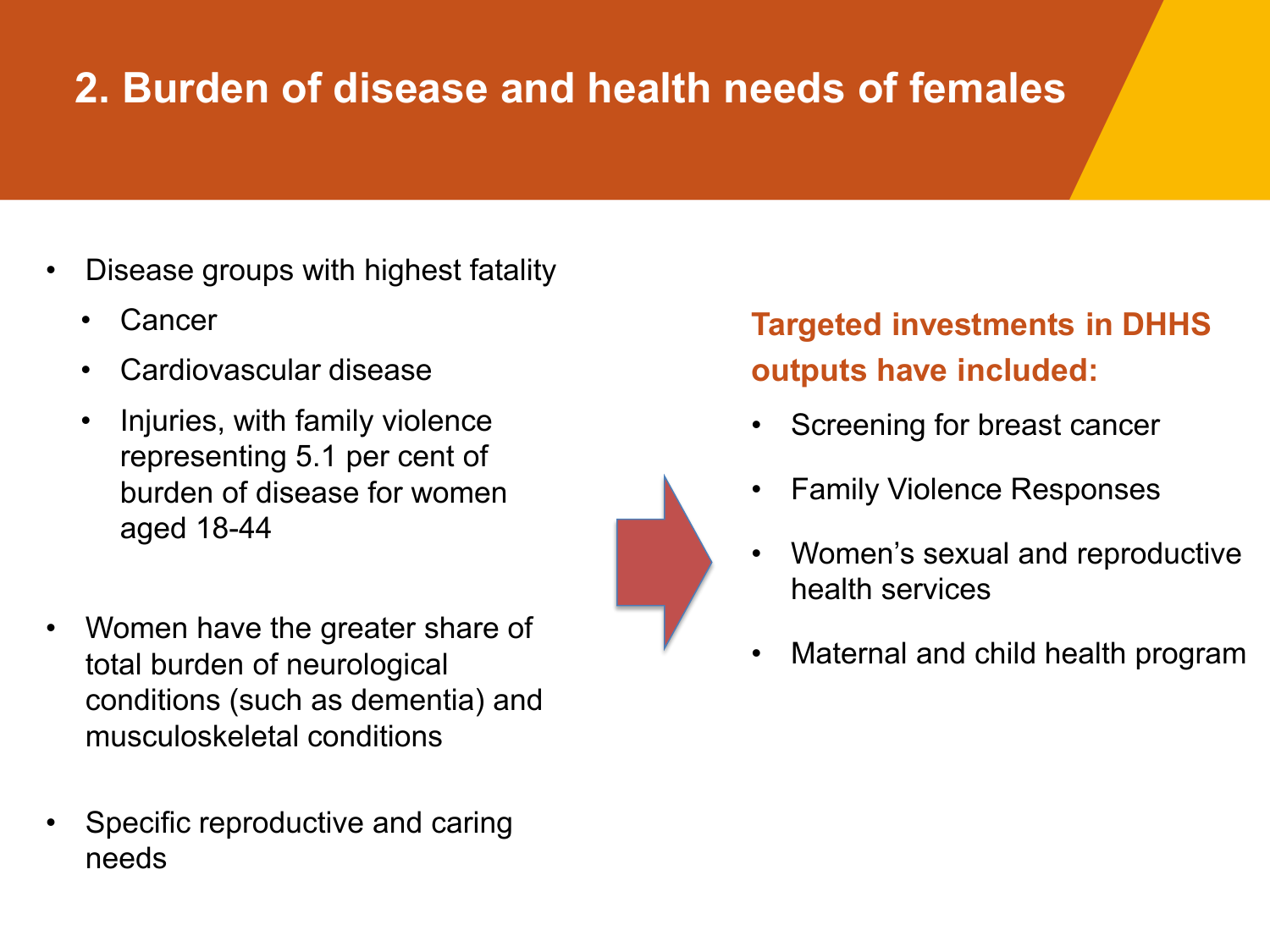# 2. Burden of disease and health needs of females

- Disease groups with highest fatality
  - Cancer
  - Cardiovascular disease
  - Injuries, with family violence representing 5.1 per cent of burden of disease for women aged 18-44
- Women have the greater share of total burden of neurological conditions (such as dementia) and musculoskeletal conditions
- Specific reproductive and caring needs

**Targeted investments in DHHS outputs have included:**

- Screening for breast cancer
- Family Violence Responses
- Women's sexual and reproductive health services
- Maternal and child health program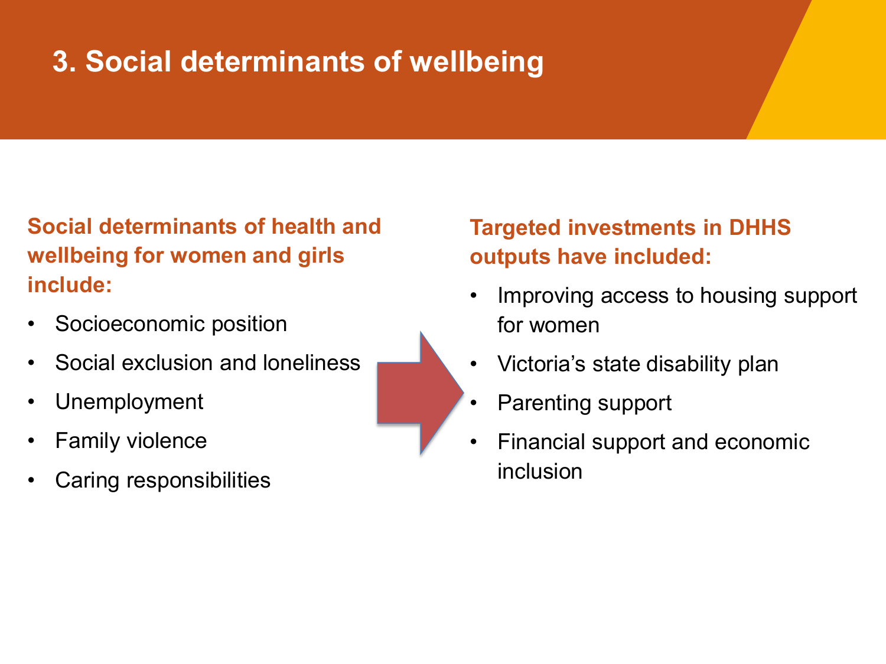# 3. Social determinants of wellbeing

**Social determinants of health and wellbeing for women and girls include:**

- Socioeconomic position
- Social exclusion and loneliness
- Unemployment
- Family violence
- Caring responsibilities

**Targeted investments in DHHS outputs have included:**

- Improving access to housing support for women
- Victoria's state disability plan
- Parenting support
- Financial support and economic inclusion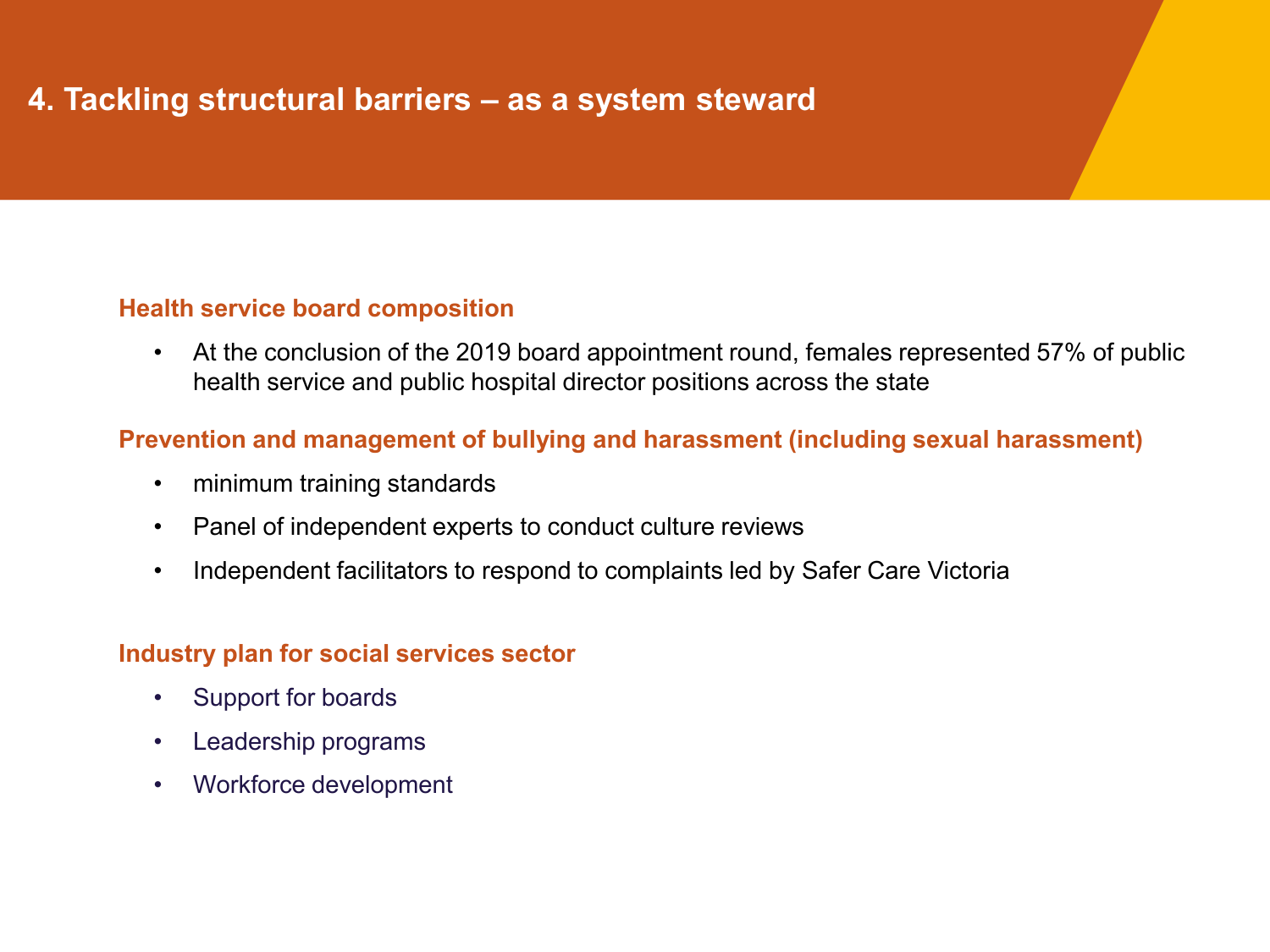# 4. Tackling structural barriers – as a system steward

### Health service board composition

- At the conclusion of the 2019 board appointment round, females represented 57% of public health service and public hospital director positions across the state

### Prevention and management of bullying and harassment (including sexual harassment)

- minimum training standards
- Panel of independent experts to conduct culture reviews
- Independent facilitators to respond to complaints led by Safer Care Victoria

### Industry plan for social services sector

- Support for boards
- Leadership programs
- Workforce development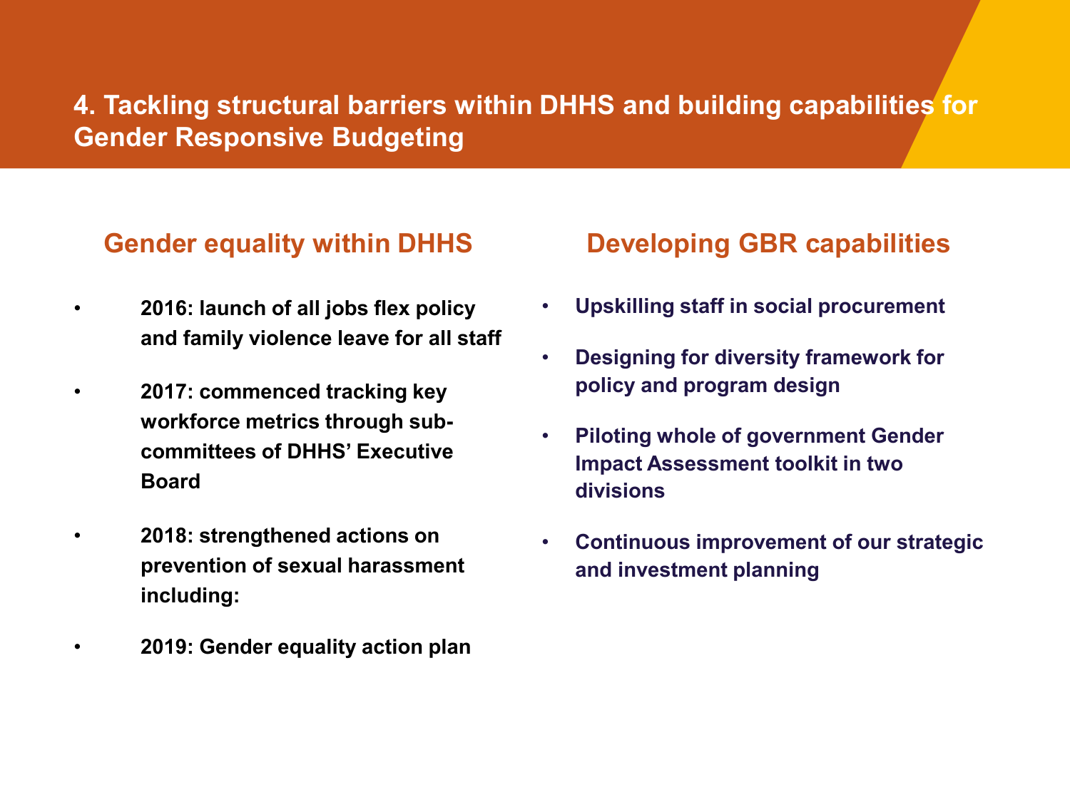# 4. Tackling structural barriers within DHHS and building capabilities for Gender Responsive Budgeting

## Gender equality within DHHS

- **2016: launch of all jobs flex policy and family violence leave for all staff**
- **2017: commenced tracking key workforce metrics through sub-committees of DHHS' Executive Board**
- **2018: strengthened actions on prevention of sexual harassment including:**
- **2019: Gender equality action plan**

## Developing GBR capabilities

- **Upskilling staff in social procurement**
- **Designing for diversity framework for policy and program design**
- **Piloting whole of government Gender Impact Assessment toolkit in two divisions**
- **Continuous improvement of our strategic and investment planning**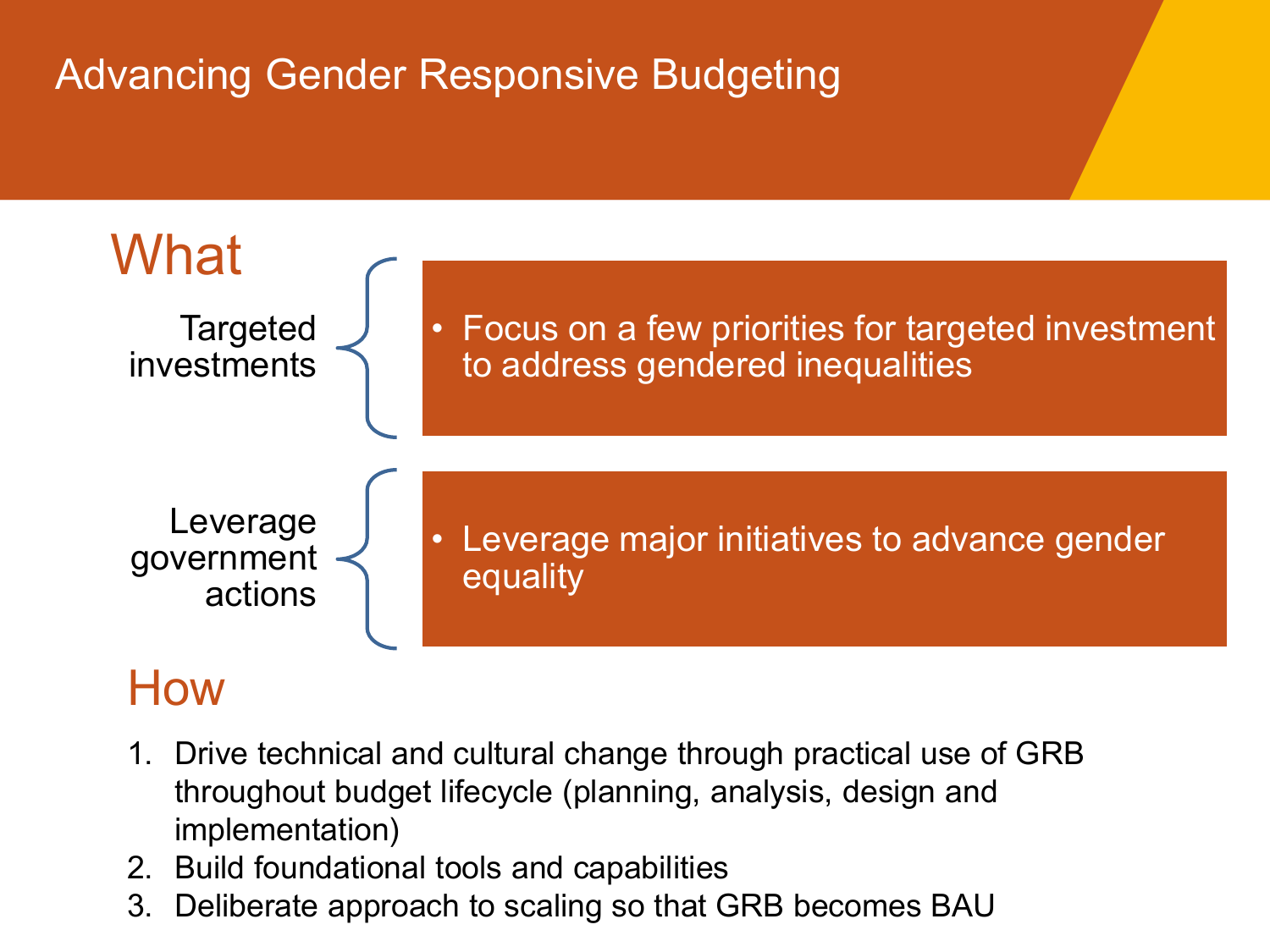# Advancing Gender Responsive Budgeting

## What

**Targeted investments**

- Focus on a few priorities for targeted investment to address gendered inequalities

**Leverage government actions**

- Leverage major initiatives to advance gender equality

## How

1. Drive technical and cultural change through practical use of GRB throughout budget lifecycle (planning, analysis, design and implementation)
2. Build foundational tools and capabilities
3. Deliberate approach to scaling so that GRB becomes BAU